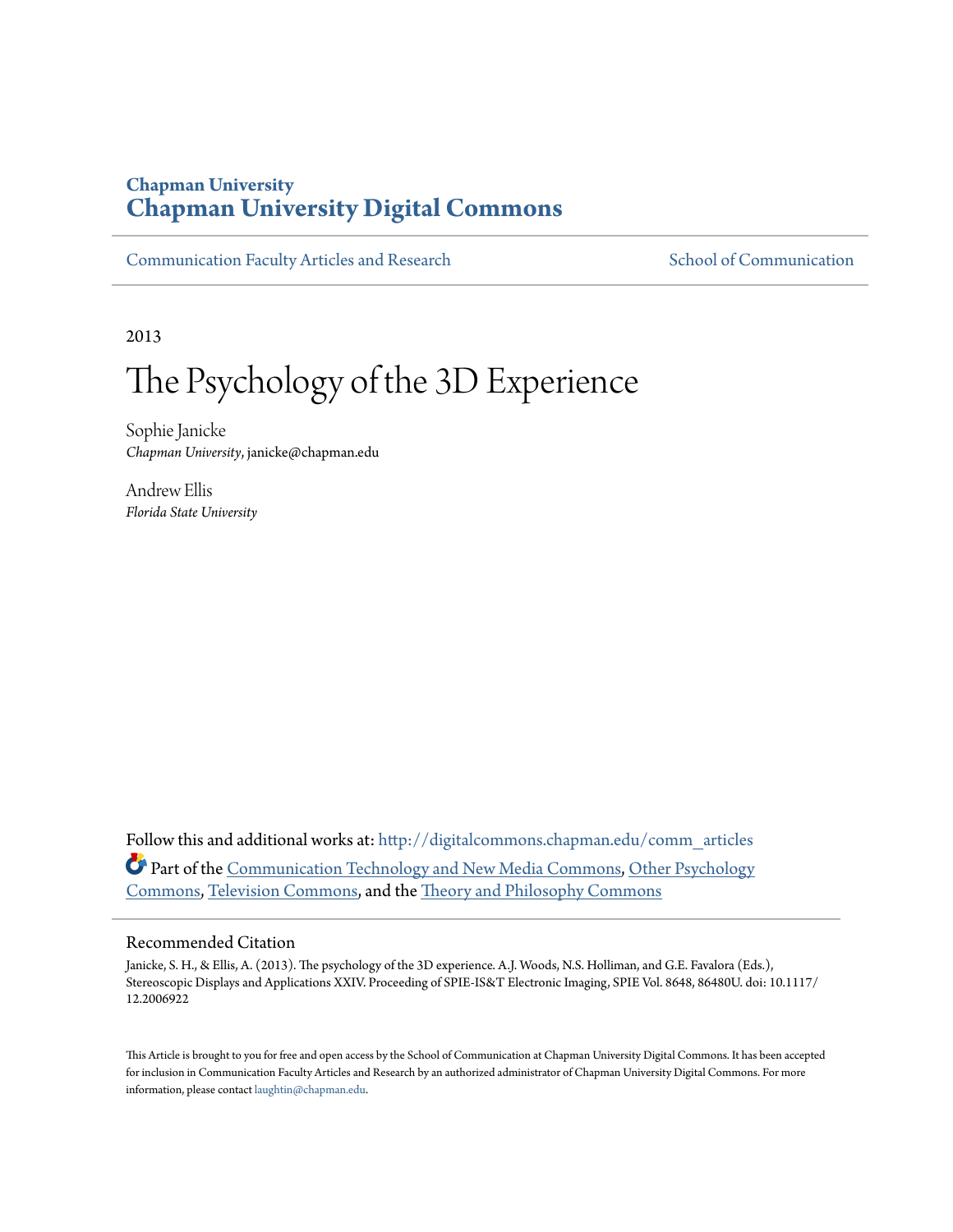**Chapman University**
**Chapman University Digital Commons**

Communication Faculty Articles and Research | School of Communication

2013

# The Psychology of the 3D Experience

Sophie Janicke
*Chapman University*, janicke@chapman.edu

Andrew Ellis
*Florida State University*

Follow this and additional works at: http://digitalcommons.chapman.edu/comm_articles

Part of the Communication Technology and New Media Commons, Other Psychology Commons, Television Commons, and the Theory and Philosophy Commons

## Recommended Citation

Janicke, S. H., & Ellis, A. (2013). The psychology of the 3D experience. A.J. Woods, N.S. Holliman, and G.E. Favalora (Eds.), Stereoscopic Displays and Applications XXIV. Proceeding of SPIE-IS&T Electronic Imaging, SPIE Vol. 8648, 86480U. doi: 10.1117/12.2006922

This Article is brought to you for free and open access by the School of Communication at Chapman University Digital Commons. It has been accepted for inclusion in Communication Faculty Articles and Research by an authorized administrator of Chapman University Digital Commons. For more information, please contact laughtin@chapman.edu.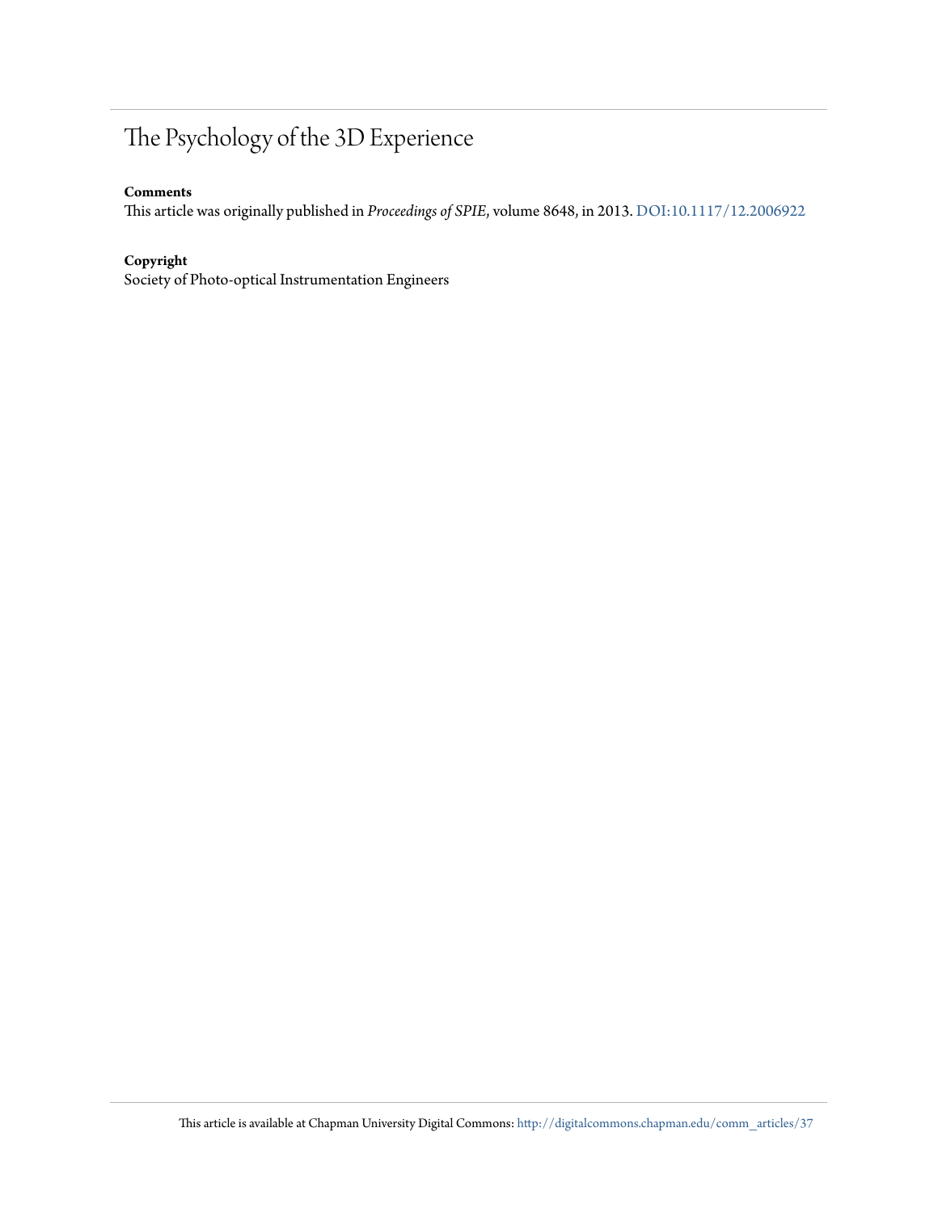# The Psychology of the 3D Experience

**Comments**

This article was originally published in *Proceedings of SPIE*, volume 8648, in 2013. DOI:10.1117/12.2006922

**Copyright**

Society of Photo-optical Instrumentation Engineers

This article is available at Chapman University Digital Commons: http://digitalcommons.chapman.edu/comm_articles/37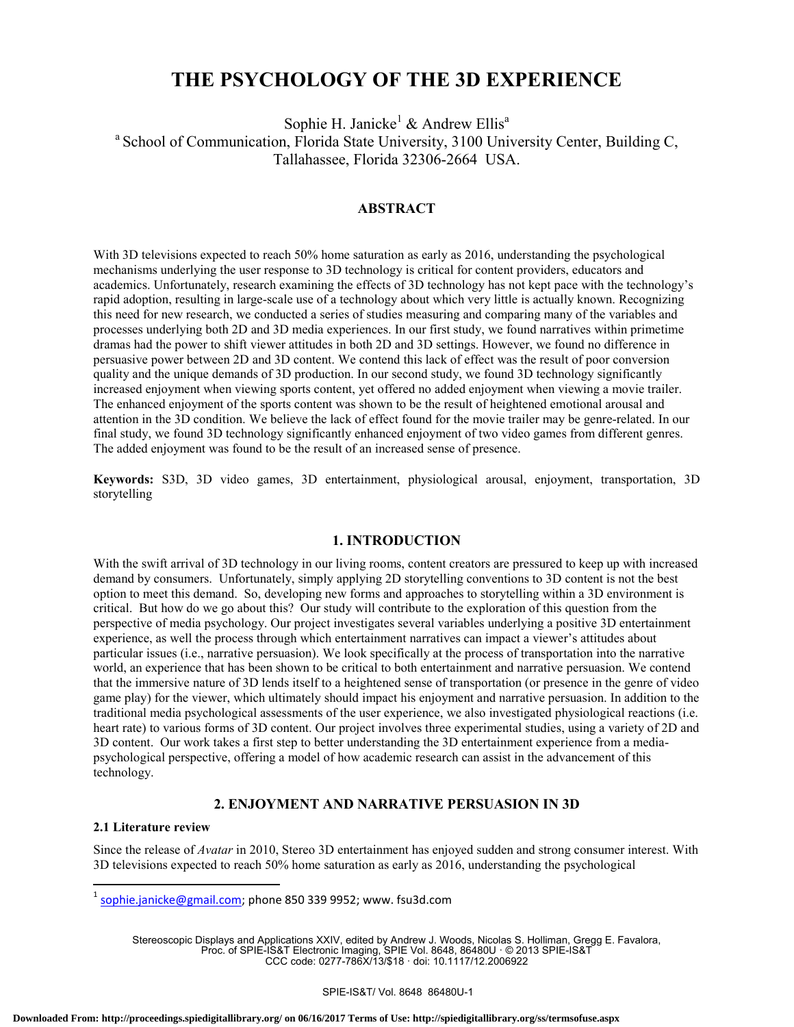# THE PSYCHOLOGY OF THE 3D EXPERIENCE

Sophie H. Janicke[1] & Andrew Ellis[a]

[a] School of Communication, Florida State University, 3100 University Center, Building C, Tallahassee, Florida 32306-2664 USA.

## ABSTRACT

With 3D televisions expected to reach 50% home saturation as early as 2016, understanding the psychological mechanisms underlying the user response to 3D technology is critical for content providers, educators and academics. Unfortunately, research examining the effects of 3D technology has not kept pace with the technology's rapid adoption, resulting in large-scale use of a technology about which very little is actually known. Recognizing this need for new research, we conducted a series of studies measuring and comparing many of the variables and processes underlying both 2D and 3D media experiences. In our first study, we found narratives within primetime dramas had the power to shift viewer attitudes in both 2D and 3D settings. However, we found no difference in persuasive power between 2D and 3D content. We contend this lack of effect was the result of poor conversion quality and the unique demands of 3D production. In our second study, we found 3D technology significantly increased enjoyment when viewing sports content, yet offered no added enjoyment when viewing a movie trailer. The enhanced enjoyment of the sports content was shown to be the result of heightened emotional arousal and attention in the 3D condition. We believe the lack of effect found for the movie trailer may be genre-related. In our final study, we found 3D technology significantly enhanced enjoyment of two video games from different genres. The added enjoyment was found to be the result of an increased sense of presence.

**Keywords:** S3D, 3D video games, 3D entertainment, physiological arousal, enjoyment, transportation, 3D storytelling

## 1. INTRODUCTION

With the swift arrival of 3D technology in our living rooms, content creators are pressured to keep up with increased demand by consumers. Unfortunately, simply applying 2D storytelling conventions to 3D content is not the best option to meet this demand. So, developing new forms and approaches to storytelling within a 3D environment is critical. But how do we go about this? Our study will contribute to the exploration of this question from the perspective of media psychology. Our project investigates several variables underlying a positive 3D entertainment experience, as well the process through which entertainment narratives can impact a viewer's attitudes about particular issues (i.e., narrative persuasion). We look specifically at the process of transportation into the narrative world, an experience that has been shown to be critical to both entertainment and narrative persuasion. We contend that the immersive nature of 3D lends itself to a heightened sense of transportation (or presence in the genre of video game play) for the viewer, which ultimately should impact his enjoyment and narrative persuasion. In addition to the traditional media psychological assessments of the user experience, we also investigated physiological reactions (i.e. heart rate) to various forms of 3D content. Our project involves three experimental studies, using a variety of 2D and 3D content. Our work takes a first step to better understanding the 3D entertainment experience from a media-psychological perspective, offering a model of how academic research can assist in the advancement of this technology.

## 2. ENJOYMENT AND NARRATIVE PERSUASION IN 3D

### 2.1 Literature review

Since the release of *Avatar* in 2010, Stereo 3D entertainment has enjoyed sudden and strong consumer interest. With 3D televisions expected to reach 50% home saturation as early as 2016, understanding the psychological

[1] sophie.janicke@gmail.com; phone 850 339 9952; www. fsu3d.com

Stereoscopic Displays and Applications XXIV, edited by Andrew J. Woods, Nicolas S. Holliman, Gregg E. Favalora, Proc. of SPIE-IS&T Electronic Imaging, SPIE Vol. 8648, 86480U · © 2013 SPIE-IS&T
CCC code: 0277-786X/13/$18 · doi: 10.1117/12.2006922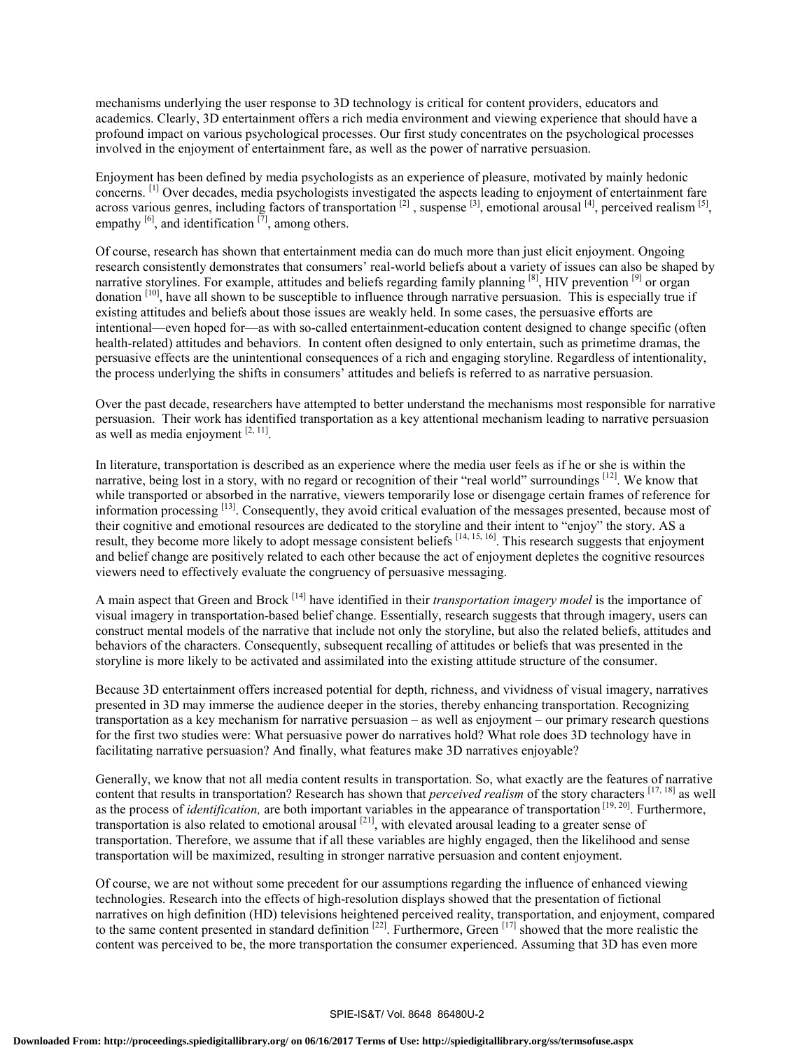mechanisms underlying the user response to 3D technology is critical for content providers, educators and academics. Clearly, 3D entertainment offers a rich media environment and viewing experience that should have a profound impact on various psychological processes. Our first study concentrates on the psychological processes involved in the enjoyment of entertainment fare, as well as the power of narrative persuasion.

Enjoyment has been defined by media psychologists as an experience of pleasure, motivated by mainly hedonic concerns. [1] Over decades, media psychologists investigated the aspects leading to enjoyment of entertainment fare across various genres, including factors of transportation [2] , suspense [3], emotional arousal [4], perceived realism [5], empathy [6], and identification [7], among others.

Of course, research has shown that entertainment media can do much more than just elicit enjoyment. Ongoing research consistently demonstrates that consumers' real-world beliefs about a variety of issues can also be shaped by narrative storylines. For example, attitudes and beliefs regarding family planning [8], HIV prevention [9] or organ donation [10], have all shown to be susceptible to influence through narrative persuasion. This is especially true if existing attitudes and beliefs about those issues are weakly held. In some cases, the persuasive efforts are intentional—even hoped for—as with so-called entertainment-education content designed to change specific (often health-related) attitudes and behaviors. In content often designed to only entertain, such as primetime dramas, the persuasive effects are the unintentional consequences of a rich and engaging storyline. Regardless of intentionality, the process underlying the shifts in consumers' attitudes and beliefs is referred to as narrative persuasion.

Over the past decade, researchers have attempted to better understand the mechanisms most responsible for narrative persuasion. Their work has identified transportation as a key attentional mechanism leading to narrative persuasion as well as media enjoyment [2, 11].

In literature, transportation is described as an experience where the media user feels as if he or she is within the narrative, being lost in a story, with no regard or recognition of their "real world" surroundings [12]. We know that while transported or absorbed in the narrative, viewers temporarily lose or disengage certain frames of reference for information processing [13]. Consequently, they avoid critical evaluation of the messages presented, because most of their cognitive and emotional resources are dedicated to the storyline and their intent to "enjoy" the story. AS a result, they become more likely to adopt message consistent beliefs [14, 15, 16]. This research suggests that enjoyment and belief change are positively related to each other because the act of enjoyment depletes the cognitive resources viewers need to effectively evaluate the congruency of persuasive messaging.

A main aspect that Green and Brock [14] have identified in their *transportation imagery model* is the importance of visual imagery in transportation-based belief change. Essentially, research suggests that through imagery, users can construct mental models of the narrative that include not only the storyline, but also the related beliefs, attitudes and behaviors of the characters. Consequently, subsequent recalling of attitudes or beliefs that was presented in the storyline is more likely to be activated and assimilated into the existing attitude structure of the consumer.

Because 3D entertainment offers increased potential for depth, richness, and vividness of visual imagery, narratives presented in 3D may immerse the audience deeper in the stories, thereby enhancing transportation. Recognizing transportation as a key mechanism for narrative persuasion – as well as enjoyment – our primary research questions for the first two studies were: What persuasive power do narratives hold? What role does 3D technology have in facilitating narrative persuasion? And finally, what features make 3D narratives enjoyable?

Generally, we know that not all media content results in transportation. So, what exactly are the features of narrative content that results in transportation? Research has shown that *perceived realism* of the story characters [17, 18] as well as the process of *identification,* are both important variables in the appearance of transportation [19, 20]. Furthermore, transportation is also related to emotional arousal [21], with elevated arousal leading to a greater sense of transportation. Therefore, we assume that if all these variables are highly engaged, then the likelihood and sense transportation will be maximized, resulting in stronger narrative persuasion and content enjoyment.

Of course, we are not without some precedent for our assumptions regarding the influence of enhanced viewing technologies. Research into the effects of high-resolution displays showed that the presentation of fictional narratives on high definition (HD) televisions heightened perceived reality, transportation, and enjoyment, compared to the same content presented in standard definition [22]. Furthermore, Green [17] showed that the more realistic the content was perceived to be, the more transportation the consumer experienced. Assuming that 3D has even more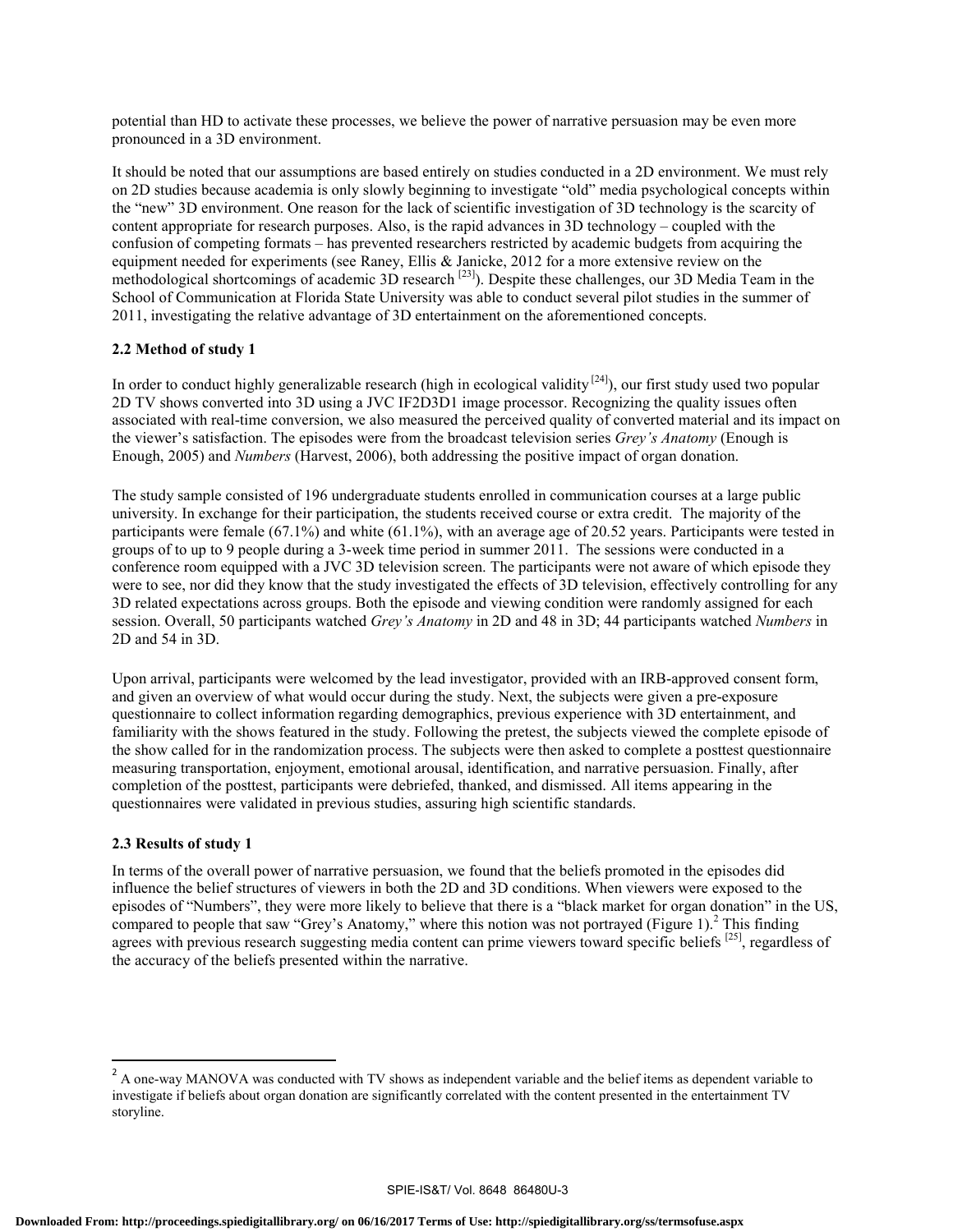potential than HD to activate these processes, we believe the power of narrative persuasion may be even more pronounced in a 3D environment.

It should be noted that our assumptions are based entirely on studies conducted in a 2D environment. We must rely on 2D studies because academia is only slowly beginning to investigate "old" media psychological concepts within the "new" 3D environment. One reason for the lack of scientific investigation of 3D technology is the scarcity of content appropriate for research purposes. Also, is the rapid advances in 3D technology – coupled with the confusion of competing formats – has prevented researchers restricted by academic budgets from acquiring the equipment needed for experiments (see Raney, Ellis & Janicke, 2012 for a more extensive review on the methodological shortcomings of academic 3D research [23]). Despite these challenges, our 3D Media Team in the School of Communication at Florida State University was able to conduct several pilot studies in the summer of 2011, investigating the relative advantage of 3D entertainment on the aforementioned concepts.

### 2.2 Method of study 1

In order to conduct highly generalizable research (high in ecological validity [24]), our first study used two popular 2D TV shows converted into 3D using a JVC IF2D3D1 image processor. Recognizing the quality issues often associated with real-time conversion, we also measured the perceived quality of converted material and its impact on the viewer's satisfaction. The episodes were from the broadcast television series *Grey's Anatomy* (Enough is Enough, 2005) and *Numbers* (Harvest, 2006), both addressing the positive impact of organ donation.

The study sample consisted of 196 undergraduate students enrolled in communication courses at a large public university. In exchange for their participation, the students received course or extra credit. The majority of the participants were female (67.1%) and white (61.1%), with an average age of 20.52 years. Participants were tested in groups of to up to 9 people during a 3-week time period in summer 2011. The sessions were conducted in a conference room equipped with a JVC 3D television screen. The participants were not aware of which episode they were to see, nor did they know that the study investigated the effects of 3D television, effectively controlling for any 3D related expectations across groups. Both the episode and viewing condition were randomly assigned for each session. Overall, 50 participants watched *Grey's Anatomy* in 2D and 48 in 3D; 44 participants watched *Numbers* in 2D and 54 in 3D.

Upon arrival, participants were welcomed by the lead investigator, provided with an IRB-approved consent form, and given an overview of what would occur during the study. Next, the subjects were given a pre-exposure questionnaire to collect information regarding demographics, previous experience with 3D entertainment, and familiarity with the shows featured in the study. Following the pretest, the subjects viewed the complete episode of the show called for in the randomization process. The subjects were then asked to complete a posttest questionnaire measuring transportation, enjoyment, emotional arousal, identification, and narrative persuasion. Finally, after completion of the posttest, participants were debriefed, thanked, and dismissed. All items appearing in the questionnaires were validated in previous studies, assuring high scientific standards.

### 2.3 Results of study 1

In terms of the overall power of narrative persuasion, we found that the beliefs promoted in the episodes did influence the belief structures of viewers in both the 2D and 3D conditions. When viewers were exposed to the episodes of "Numbers", they were more likely to believe that there is a "black market for organ donation" in the US, compared to people that saw "Grey's Anatomy," where this notion was not portrayed (Figure 1).[2] This finding agrees with previous research suggesting media content can prime viewers toward specific beliefs [25], regardless of the accuracy of the beliefs presented within the narrative.

---

[2] A one-way MANOVA was conducted with TV shows as independent variable and the belief items as dependent variable to investigate if beliefs about organ donation are significantly correlated with the content presented in the entertainment TV storyline.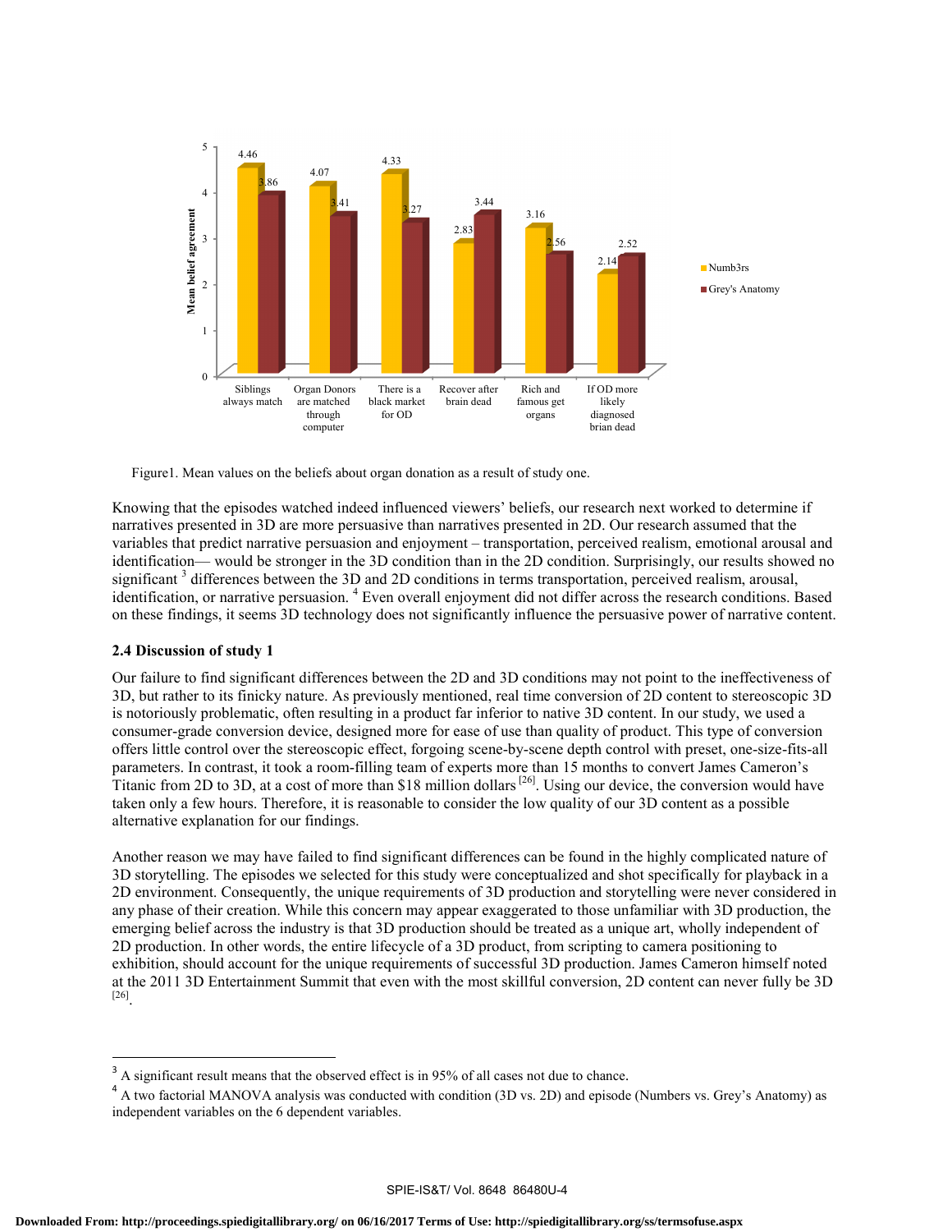Figure1. Mean values on the beliefs about organ donation as a result of study one.

Knowing that the episodes watched indeed influenced viewers' beliefs, our research next worked to determine if narratives presented in 3D are more persuasive than narratives presented in 2D. Our research assumed that the variables that predict narrative persuasion and enjoyment – transportation, perceived realism, emotional arousal and identification— would be stronger in the 3D condition than in the 2D condition. Surprisingly, our results showed no significant [3] differences between the 3D and 2D conditions in terms transportation, perceived realism, arousal, identification, or narrative persuasion. [4] Even overall enjoyment did not differ across the research conditions. Based on these findings, it seems 3D technology does not significantly influence the persuasive power of narrative content.

### 2.4 Discussion of study 1

Our failure to find significant differences between the 2D and 3D conditions may not point to the ineffectiveness of 3D, but rather to its finicky nature. As previously mentioned, real time conversion of 2D content to stereoscopic 3D is notoriously problematic, often resulting in a product far inferior to native 3D content. In our study, we used a consumer-grade conversion device, designed more for ease of use than quality of product. This type of conversion offers little control over the stereoscopic effect, forgoing scene-by-scene depth control with preset, one-size-fits-all parameters. In contrast, it took a room-filling team of experts more than 15 months to convert James Cameron's Titanic from 2D to 3D, at a cost of more than $18 million dollars [26]. Using our device, the conversion would have taken only a few hours. Therefore, it is reasonable to consider the low quality of our 3D content as a possible alternative explanation for our findings.

Another reason we may have failed to find significant differences can be found in the highly complicated nature of 3D storytelling. The episodes we selected for this study were conceptualized and shot specifically for playback in a 2D environment. Consequently, the unique requirements of 3D production and storytelling were never considered in any phase of their creation. While this concern may appear exaggerated to those unfamiliar with 3D production, the emerging belief across the industry is that 3D production should be treated as a unique art, wholly independent of 2D production. In other words, the entire lifecycle of a 3D product, from scripting to camera positioning to exhibition, should account for the unique requirements of successful 3D production. James Cameron himself noted at the 2011 3D Entertainment Summit that even with the most skillful conversion, 2D content can never fully be 3D [26].

---

[3] A significant result means that the observed effect is in 95% of all cases not due to chance.

[4] A two factorial MANOVA analysis was conducted with condition (3D vs. 2D) and episode (Numbers vs. Grey's Anatomy) as independent variables on the 6 dependent variables.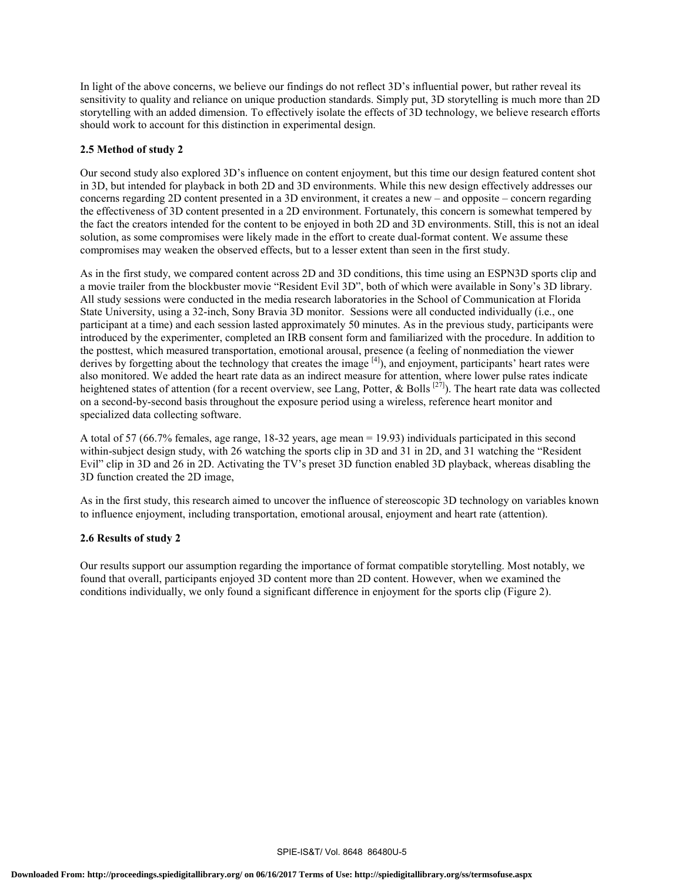In light of the above concerns, we believe our findings do not reflect 3D's influential power, but rather reveal its sensitivity to quality and reliance on unique production standards. Simply put, 3D storytelling is much more than 2D storytelling with an added dimension. To effectively isolate the effects of 3D technology, we believe research efforts should work to account for this distinction in experimental design.

### 2.5 Method of study 2

Our second study also explored 3D's influence on content enjoyment, but this time our design featured content shot in 3D, but intended for playback in both 2D and 3D environments. While this new design effectively addresses our concerns regarding 2D content presented in a 3D environment, it creates a new – and opposite – concern regarding the effectiveness of 3D content presented in a 2D environment. Fortunately, this concern is somewhat tempered by the fact the creators intended for the content to be enjoyed in both 2D and 3D environments. Still, this is not an ideal solution, as some compromises were likely made in the effort to create dual-format content. We assume these compromises may weaken the observed effects, but to a lesser extent than seen in the first study.

As in the first study, we compared content across 2D and 3D conditions, this time using an ESPN3D sports clip and a movie trailer from the blockbuster movie "Resident Evil 3D", both of which were available in Sony's 3D library. All study sessions were conducted in the media research laboratories in the School of Communication at Florida State University, using a 32-inch, Sony Bravia 3D monitor. Sessions were all conducted individually (i.e., one participant at a time) and each session lasted approximately 50 minutes. As in the previous study, participants were introduced by the experimenter, completed an IRB consent form and familiarized with the procedure. In addition to the posttest, which measured transportation, emotional arousal, presence (a feeling of nonmediation the viewer derives by forgetting about the technology that creates the image [4]), and enjoyment, participants' heart rates were also monitored. We added the heart rate data as an indirect measure for attention, where lower pulse rates indicate heightened states of attention (for a recent overview, see Lang, Potter, & Bolls [27]). The heart rate data was collected on a second-by-second basis throughout the exposure period using a wireless, reference heart monitor and specialized data collecting software.

A total of 57 (66.7% females, age range, 18-32 years, age mean = 19.93) individuals participated in this second within-subject design study, with 26 watching the sports clip in 3D and 31 in 2D, and 31 watching the "Resident Evil" clip in 3D and 26 in 2D. Activating the TV's preset 3D function enabled 3D playback, whereas disabling the 3D function created the 2D image,

As in the first study, this research aimed to uncover the influence of stereoscopic 3D technology on variables known to influence enjoyment, including transportation, emotional arousal, enjoyment and heart rate (attention).

### 2.6 Results of study 2

Our results support our assumption regarding the importance of format compatible storytelling. Most notably, we found that overall, participants enjoyed 3D content more than 2D content. However, when we examined the conditions individually, we only found a significant difference in enjoyment for the sports clip (Figure 2).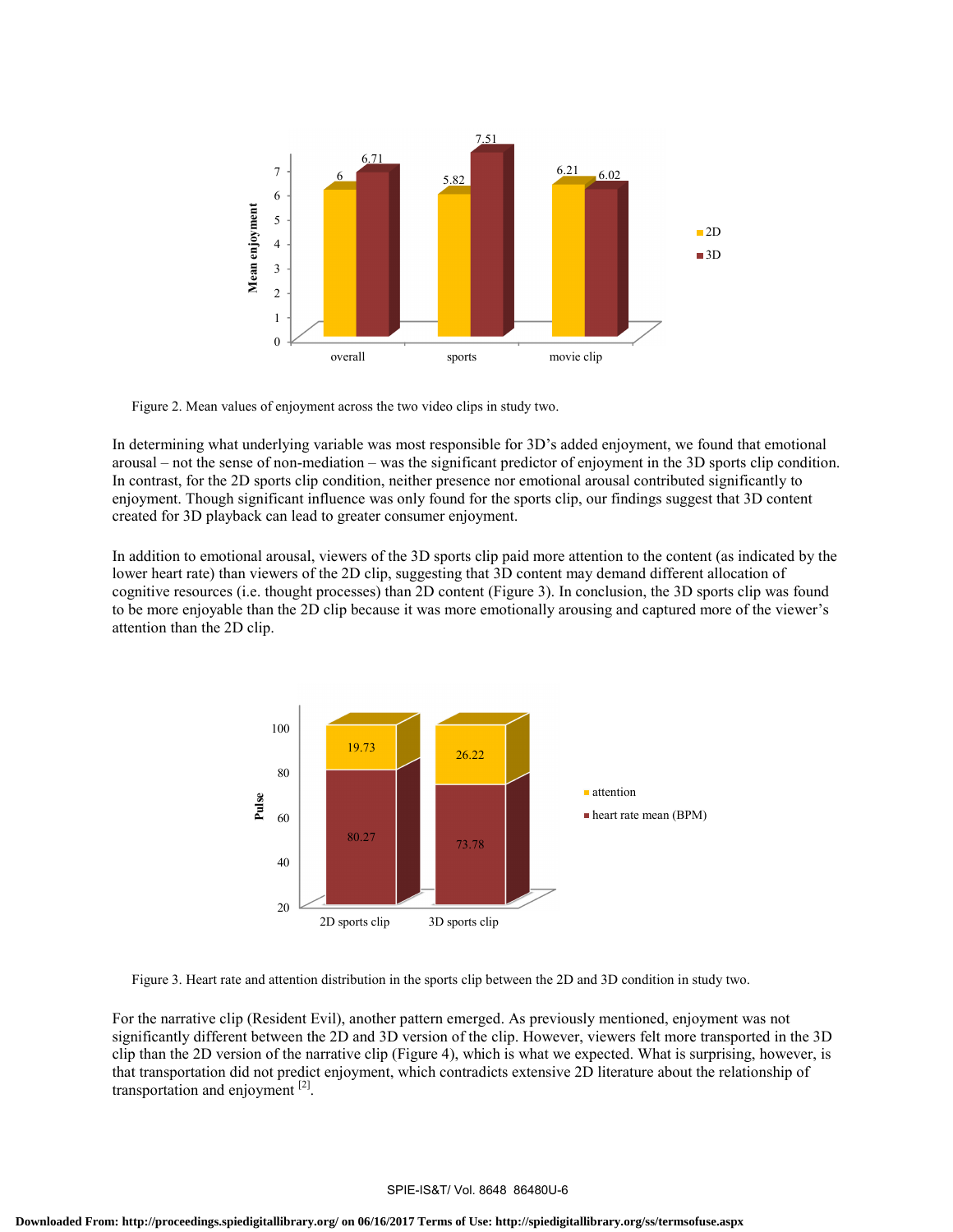Figure 2. Mean values of enjoyment across the two video clips in study two.

In determining what underlying variable was most responsible for 3D's added enjoyment, we found that emotional arousal – not the sense of non-mediation – was the significant predictor of enjoyment in the 3D sports clip condition. In contrast, for the 2D sports clip condition, neither presence nor emotional arousal contributed significantly to enjoyment. Though significant influence was only found for the sports clip, our findings suggest that 3D content created for 3D playback can lead to greater consumer enjoyment.

In addition to emotional arousal, viewers of the 3D sports clip paid more attention to the content (as indicated by the lower heart rate) than viewers of the 2D clip, suggesting that 3D content may demand different allocation of cognitive resources (i.e. thought processes) than 2D content (Figure 3). In conclusion, the 3D sports clip was found to be more enjoyable than the 2D clip because it was more emotionally arousing and captured more of the viewer's attention than the 2D clip.

Figure 3. Heart rate and attention distribution in the sports clip between the 2D and 3D condition in study two.

For the narrative clip (Resident Evil), another pattern emerged. As previously mentioned, enjoyment was not significantly different between the 2D and 3D version of the clip. However, viewers felt more transported in the 3D clip than the 2D version of the narrative clip (Figure 4), which is what we expected. What is surprising, however, is that transportation did not predict enjoyment, which contradicts extensive 2D literature about the relationship of transportation and enjoyment [2].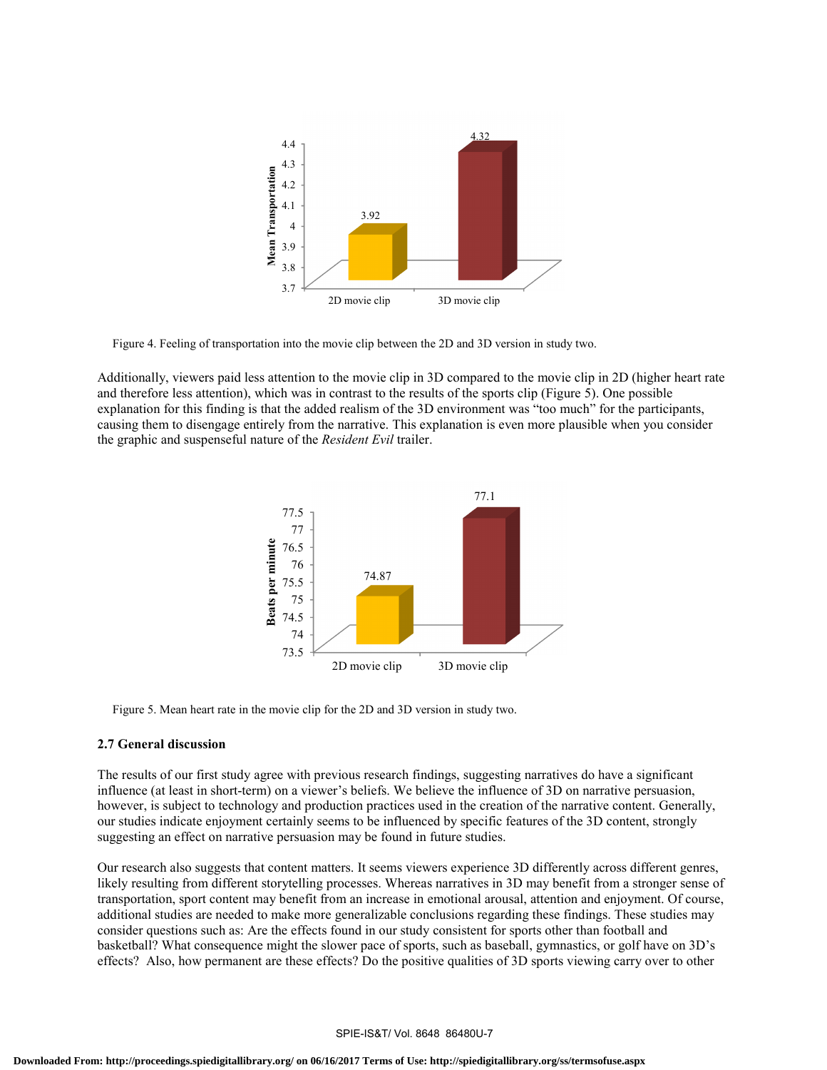Figure 4. Feeling of transportation into the movie clip between the 2D and 3D version in study two.

Additionally, viewers paid less attention to the movie clip in 3D compared to the movie clip in 2D (higher heart rate and therefore less attention), which was in contrast to the results of the sports clip (Figure 5). One possible explanation for this finding is that the added realism of the 3D environment was "too much" for the participants, causing them to disengage entirely from the narrative. This explanation is even more plausible when you consider the graphic and suspenseful nature of the *Resident Evil* trailer.

Figure 5. Mean heart rate in the movie clip for the 2D and 3D version in study two.

### 2.7 General discussion

The results of our first study agree with previous research findings, suggesting narratives do have a significant influence (at least in short-term) on a viewer's beliefs. We believe the influence of 3D on narrative persuasion, however, is subject to technology and production practices used in the creation of the narrative content. Generally, our studies indicate enjoyment certainly seems to be influenced by specific features of the 3D content, strongly suggesting an effect on narrative persuasion may be found in future studies.

Our research also suggests that content matters. It seems viewers experience 3D differently across different genres, likely resulting from different storytelling processes. Whereas narratives in 3D may benefit from a stronger sense of transportation, sport content may benefit from an increase in emotional arousal, attention and enjoyment. Of course, additional studies are needed to make more generalizable conclusions regarding these findings. These studies may consider questions such as: Are the effects found in our study consistent for sports other than football and basketball? What consequence might the slower pace of sports, such as baseball, gymnastics, or golf have on 3D's effects? Also, how permanent are these effects? Do the positive qualities of 3D sports viewing carry over to other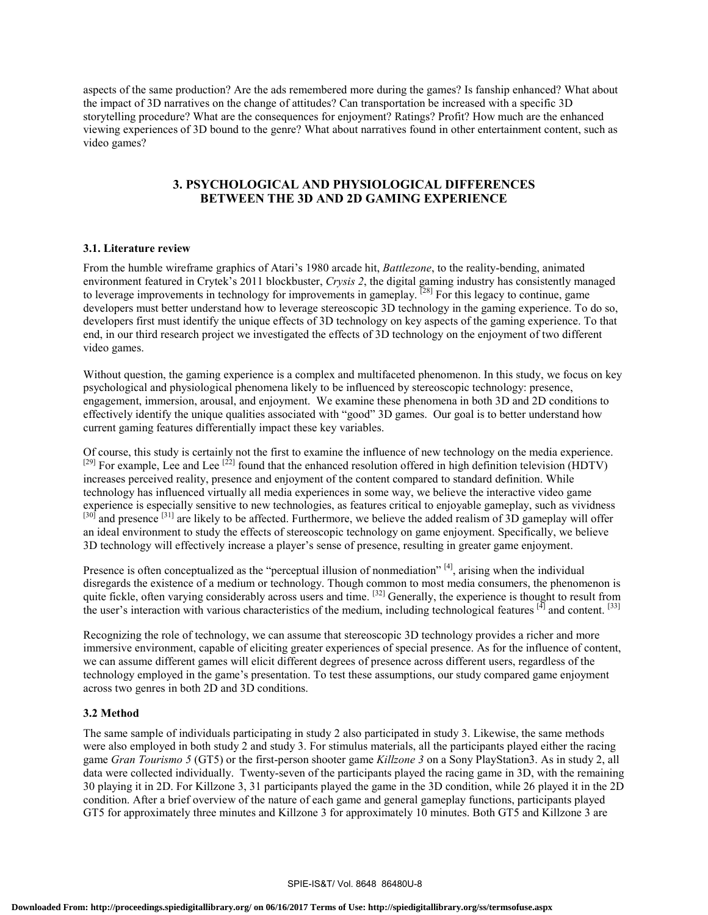aspects of the same production? Are the ads remembered more during the games? Is fanship enhanced? What about the impact of 3D narratives on the change of attitudes? Can transportation be increased with a specific 3D storytelling procedure? What are the consequences for enjoyment? Ratings? Profit? How much are the enhanced viewing experiences of 3D bound to the genre? What about narratives found in other entertainment content, such as video games?

## 3. PSYCHOLOGICAL AND PHYSIOLOGICAL DIFFERENCES BETWEEN THE 3D AND 2D GAMING EXPERIENCE

### 3.1. Literature review

From the humble wireframe graphics of Atari's 1980 arcade hit, *Battlezone*, to the reality-bending, animated environment featured in Crytek's 2011 blockbuster, *Crysis 2*, the digital gaming industry has consistently managed to leverage improvements in technology for improvements in gameplay. [28] For this legacy to continue, game developers must better understand how to leverage stereoscopic 3D technology in the gaming experience. To do so, developers first must identify the unique effects of 3D technology on key aspects of the gaming experience. To that end, in our third research project we investigated the effects of 3D technology on the enjoyment of two different video games.

Without question, the gaming experience is a complex and multifaceted phenomenon. In this study, we focus on key psychological and physiological phenomena likely to be influenced by stereoscopic technology: presence, engagement, immersion, arousal, and enjoyment. We examine these phenomena in both 3D and 2D conditions to effectively identify the unique qualities associated with "good" 3D games. Our goal is to better understand how current gaming features differentially impact these key variables.

Of course, this study is certainly not the first to examine the influence of new technology on the media experience. [29] For example, Lee and Lee [22] found that the enhanced resolution offered in high definition television (HDTV) increases perceived reality, presence and enjoyment of the content compared to standard definition. While technology has influenced virtually all media experiences in some way, we believe the interactive video game experience is especially sensitive to new technologies, as features critical to enjoyable gameplay, such as vividness [30] and presence [31] are likely to be affected. Furthermore, we believe the added realism of 3D gameplay will offer an ideal environment to study the effects of stereoscopic technology on game enjoyment. Specifically, we believe 3D technology will effectively increase a player's sense of presence, resulting in greater game enjoyment.

Presence is often conceptualized as the "perceptual illusion of nonmediation" [4], arising when the individual disregards the existence of a medium or technology. Though common to most media consumers, the phenomenon is quite fickle, often varying considerably across users and time. [32] Generally, the experience is thought to result from the user's interaction with various characteristics of the medium, including technological features [4] and content. [33]

Recognizing the role of technology, we can assume that stereoscopic 3D technology provides a richer and more immersive environment, capable of eliciting greater experiences of special presence. As for the influence of content, we can assume different games will elicit different degrees of presence across different users, regardless of the technology employed in the game's presentation. To test these assumptions, our study compared game enjoyment across two genres in both 2D and 3D conditions.

### 3.2 Method

The same sample of individuals participating in study 2 also participated in study 3. Likewise, the same methods were also employed in both study 2 and study 3. For stimulus materials, all the participants played either the racing game *Gran Tourismo 5* (GT5) or the first-person shooter game *Killzone 3* on a Sony PlayStation3. As in study 2, all data were collected individually. Twenty-seven of the participants played the racing game in 3D, with the remaining 30 playing it in 2D. For Killzone 3, 31 participants played the game in the 3D condition, while 26 played it in the 2D condition. After a brief overview of the nature of each game and general gameplay functions, participants played GT5 for approximately three minutes and Killzone 3 for approximately 10 minutes. Both GT5 and Killzone 3 are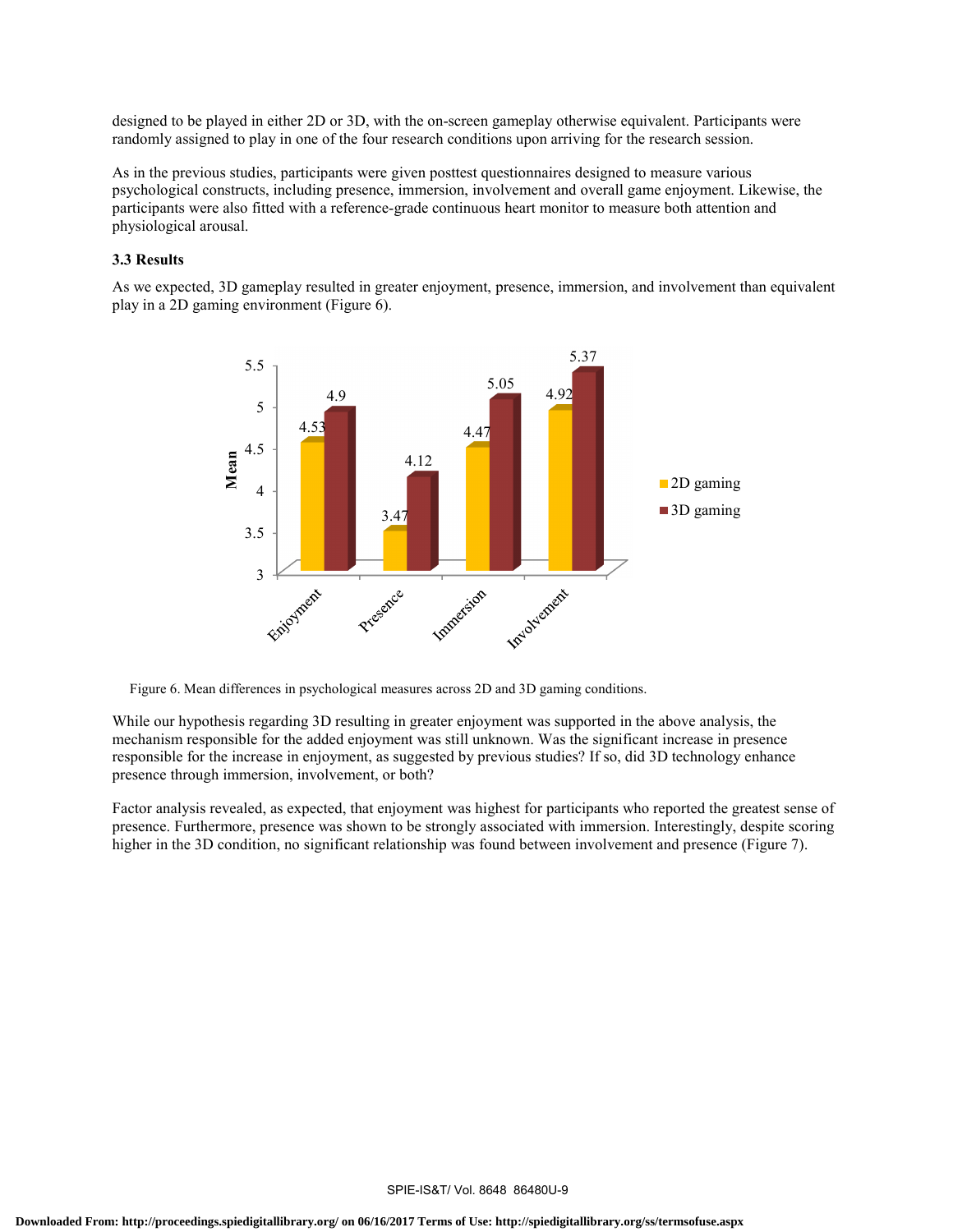designed to be played in either 2D or 3D, with the on-screen gameplay otherwise equivalent. Participants were randomly assigned to play in one of the four research conditions upon arriving for the research session.

As in the previous studies, participants were given posttest questionnaires designed to measure various psychological constructs, including presence, immersion, involvement and overall game enjoyment. Likewise, the participants were also fitted with a reference-grade continuous heart monitor to measure both attention and physiological arousal.

### 3.3 Results

As we expected, 3D gameplay resulted in greater enjoyment, presence, immersion, and involvement than equivalent play in a 2D gaming environment (Figure 6).

| | 2D gaming | 3D gaming |
|---|---|---|
| Enjoyment | 4.53 | 4.9 |
| Presence | 3.47 | 4.12 |
| Immersion | 4.47 | 5.05 |
| Involvement | 4.92 | 5.37 |

Figure 6. Mean differences in psychological measures across 2D and 3D gaming conditions.

While our hypothesis regarding 3D resulting in greater enjoyment was supported in the above analysis, the mechanism responsible for the added enjoyment was still unknown. Was the significant increase in presence responsible for the increase in enjoyment, as suggested by previous studies? If so, did 3D technology enhance presence through immersion, involvement, or both?

Factor analysis revealed, as expected, that enjoyment was highest for participants who reported the greatest sense of presence. Furthermore, presence was shown to be strongly associated with immersion. Interestingly, despite scoring higher in the 3D condition, no significant relationship was found between involvement and presence (Figure 7).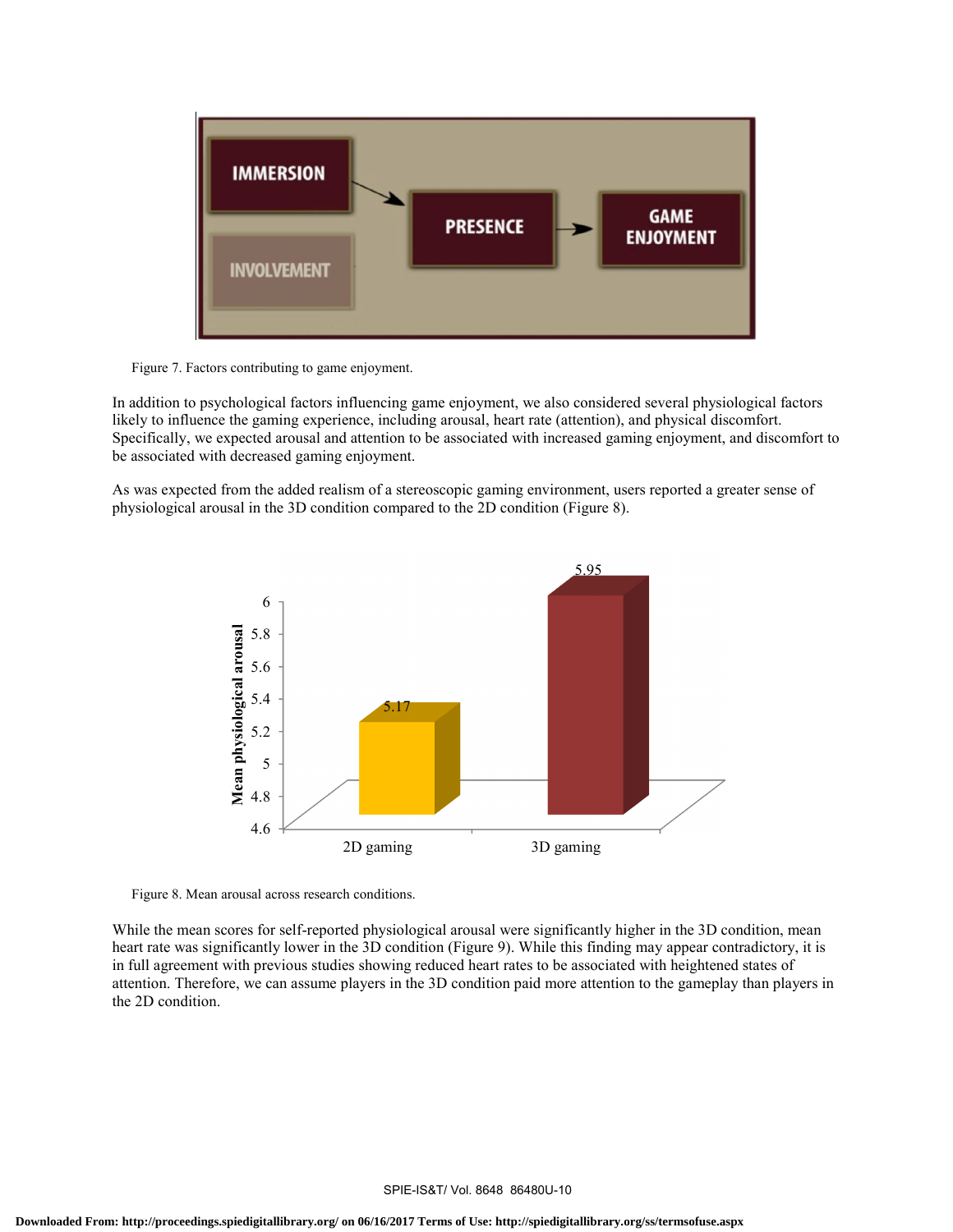Figure 7. Factors contributing to game enjoyment.

In addition to psychological factors influencing game enjoyment, we also considered several physiological factors likely to influence the gaming experience, including arousal, heart rate (attention), and physical discomfort. Specifically, we expected arousal and attention to be associated with increased gaming enjoyment, and discomfort to be associated with decreased gaming enjoyment.

As was expected from the added realism of a stereoscopic gaming environment, users reported a greater sense of physiological arousal in the 3D condition compared to the 2D condition (Figure 8).

Figure 8. Mean arousal across research conditions.

While the mean scores for self-reported physiological arousal were significantly higher in the 3D condition, mean heart rate was significantly lower in the 3D condition (Figure 9). While this finding may appear contradictory, it is in full agreement with previous studies showing reduced heart rates to be associated with heightened states of attention. Therefore, we can assume players in the 3D condition paid more attention to the gameplay than players in the 2D condition.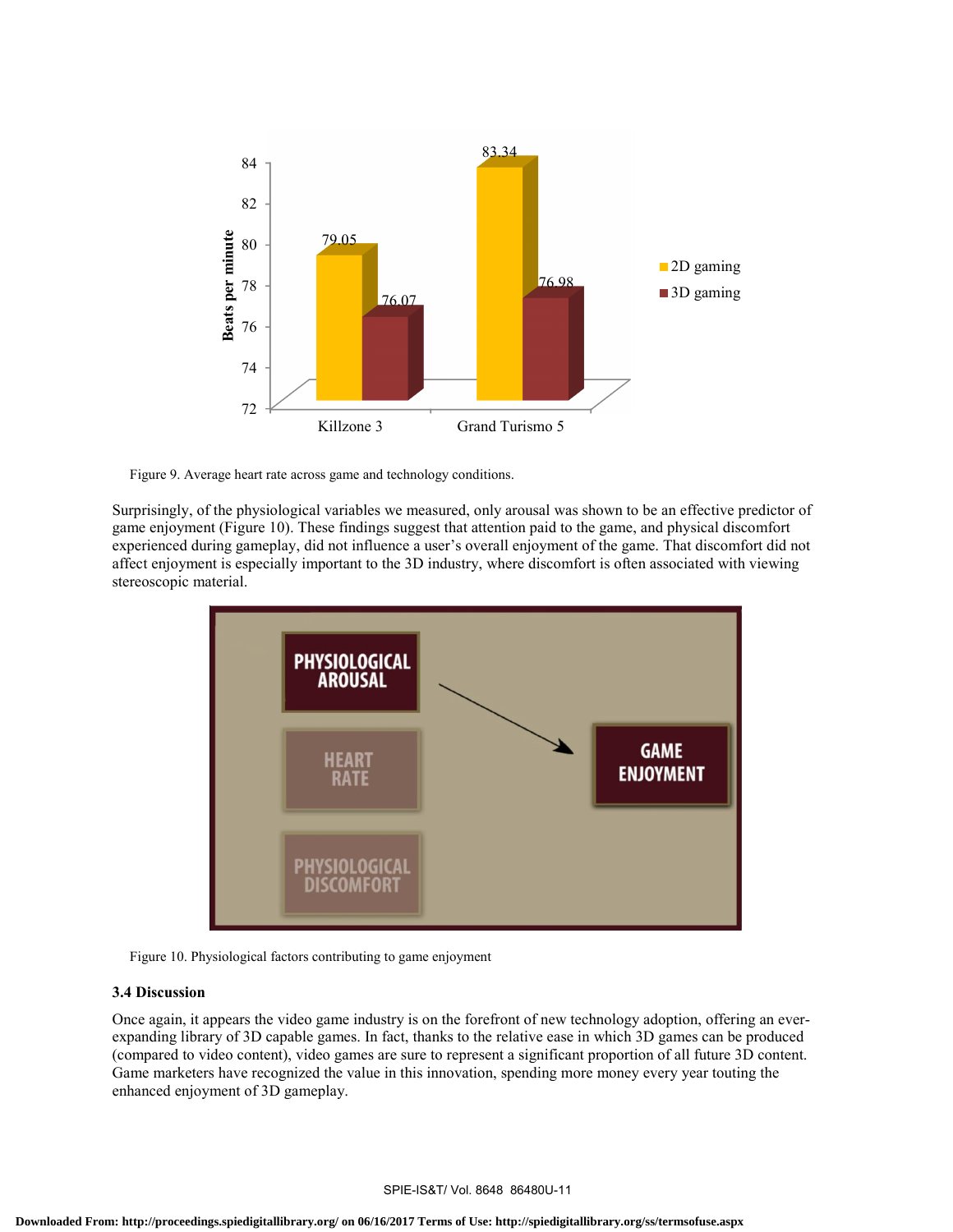Figure 9. Average heart rate across game and technology conditions.

Surprisingly, of the physiological variables we measured, only arousal was shown to be an effective predictor of game enjoyment (Figure 10). These findings suggest that attention paid to the game, and physical discomfort experienced during gameplay, did not influence a user's overall enjoyment of the game. That discomfort did not affect enjoyment is especially important to the 3D industry, where discomfort is often associated with viewing stereoscopic material.

Figure 10. Physiological factors contributing to game enjoyment

### 3.4 Discussion

Once again, it appears the video game industry is on the forefront of new technology adoption, offering an ever-expanding library of 3D capable games. In fact, thanks to the relative ease in which 3D games can be produced (compared to video content), video games are sure to represent a significant proportion of all future 3D content. Game marketers have recognized the value in this innovation, spending more money every year touting the enhanced enjoyment of 3D gameplay.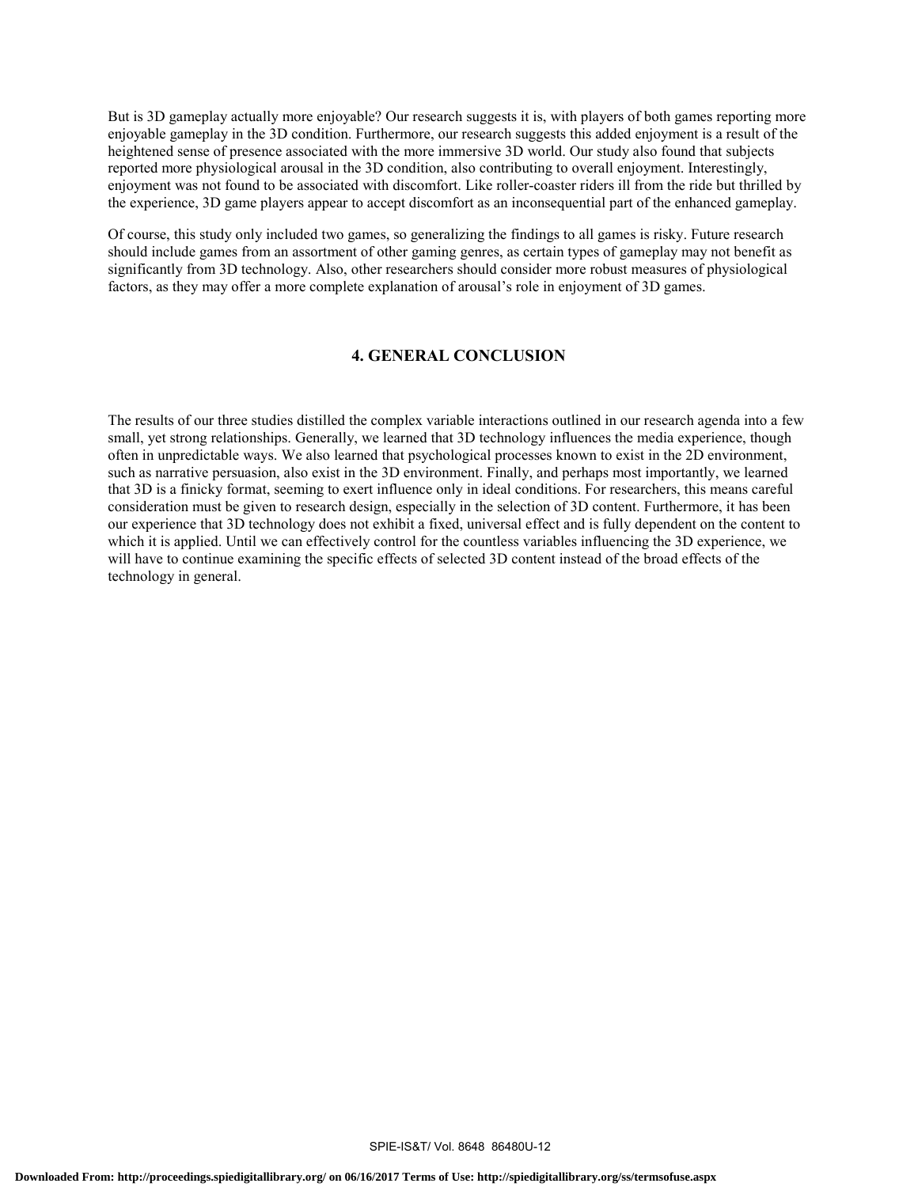But is 3D gameplay actually more enjoyable? Our research suggests it is, with players of both games reporting more enjoyable gameplay in the 3D condition. Furthermore, our research suggests this added enjoyment is a result of the heightened sense of presence associated with the more immersive 3D world. Our study also found that subjects reported more physiological arousal in the 3D condition, also contributing to overall enjoyment. Interestingly, enjoyment was not found to be associated with discomfort. Like roller-coaster riders ill from the ride but thrilled by the experience, 3D game players appear to accept discomfort as an inconsequential part of the enhanced gameplay.

Of course, this study only included two games, so generalizing the findings to all games is risky. Future research should include games from an assortment of other gaming genres, as certain types of gameplay may not benefit as significantly from 3D technology. Also, other researchers should consider more robust measures of physiological factors, as they may offer a more complete explanation of arousal's role in enjoyment of 3D games.

## 4. GENERAL CONCLUSION

The results of our three studies distilled the complex variable interactions outlined in our research agenda into a few small, yet strong relationships. Generally, we learned that 3D technology influences the media experience, though often in unpredictable ways. We also learned that psychological processes known to exist in the 2D environment, such as narrative persuasion, also exist in the 3D environment. Finally, and perhaps most importantly, we learned that 3D is a finicky format, seeming to exert influence only in ideal conditions. For researchers, this means careful consideration must be given to research design, especially in the selection of 3D content. Furthermore, it has been our experience that 3D technology does not exhibit a fixed, universal effect and is fully dependent on the content to which it is applied. Until we can effectively control for the countless variables influencing the 3D experience, we will have to continue examining the specific effects of selected 3D content instead of the broad effects of the technology in general.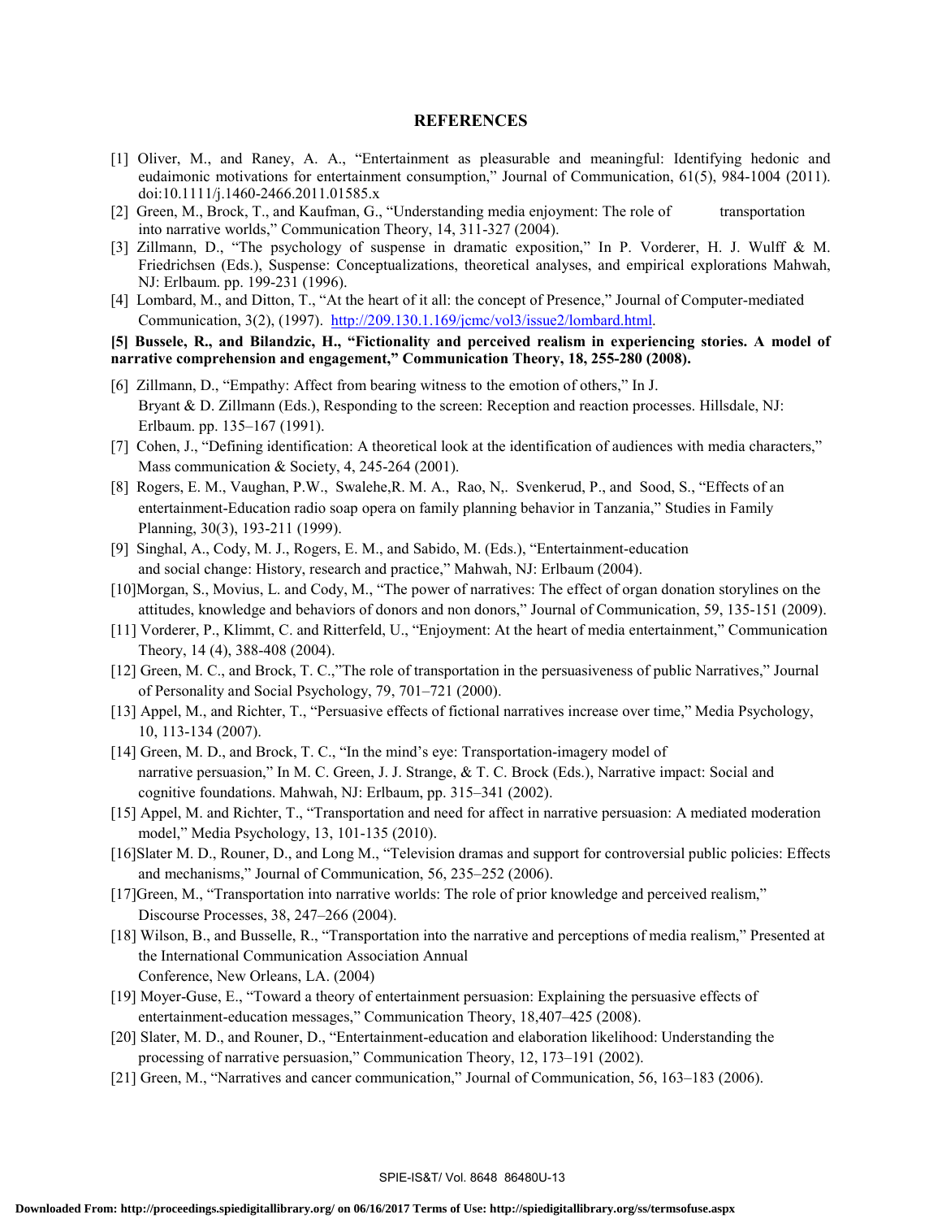## REFERENCES

[1] Oliver, M., and Raney, A. A., "Entertainment as pleasurable and meaningful: Identifying hedonic and eudaimonic motivations for entertainment consumption," Journal of Communication, 61(5), 984-1004 (2011). doi:10.1111/j.1460-2466.2011.01585.x

[2] Green, M., Brock, T., and Kaufman, G., "Understanding media enjoyment: The role of transportation into narrative worlds," Communication Theory, 14, 311-327 (2004).

[3] Zillmann, D., "The psychology of suspense in dramatic exposition," In P. Vorderer, H. J. Wulff & M. Friedrichsen (Eds.), Suspense: Conceptualizations, theoretical analyses, and empirical explorations Mahwah, NJ: Erlbaum. pp. 199-231 (1996).

[4] Lombard, M., and Ditton, T., "At the heart of it all: the concept of Presence," Journal of Computer-mediated Communication, 3(2), (1997). http://209.130.1.169/jcmc/vol3/issue2/lombard.html.

**[5] Bussele, R., and Bilandzic, H., "Fictionality and perceived realism in experiencing stories. A model of narrative comprehension and engagement," Communication Theory, 18, 255-280 (2008).**

[6] Zillmann, D., "Empathy: Affect from bearing witness to the emotion of others," In J. Bryant & D. Zillmann (Eds.), Responding to the screen: Reception and reaction processes. Hillsdale, NJ: Erlbaum. pp. 135–167 (1991).

[7] Cohen, J., "Defining identification: A theoretical look at the identification of audiences with media characters," Mass communication & Society, 4, 245-264 (2001).

[8] Rogers, E. M., Vaughan, P.W., Swalehe,R. M. A., Rao, N,. Svenkerud, P., and Sood, S., "Effects of an entertainment-Education radio soap opera on family planning behavior in Tanzania," Studies in Family Planning, 30(3), 193-211 (1999).

[9] Singhal, A., Cody, M. J., Rogers, E. M., and Sabido, M. (Eds.), "Entertainment-education and social change: History, research and practice," Mahwah, NJ: Erlbaum (2004).

[10]Morgan, S., Movius, L. and Cody, M., "The power of narratives: The effect of organ donation storylines on the attitudes, knowledge and behaviors of donors and non donors," Journal of Communication, 59, 135-151 (2009).

[11] Vorderer, P., Klimmt, C. and Ritterfeld, U., "Enjoyment: At the heart of media entertainment," Communication Theory, 14 (4), 388-408 (2004).

[12] Green, M. C., and Brock, T. C.,"The role of transportation in the persuasiveness of public Narratives," Journal of Personality and Social Psychology, 79, 701–721 (2000).

[13] Appel, M., and Richter, T., "Persuasive effects of fictional narratives increase over time," Media Psychology, 10, 113-134 (2007).

[14] Green, M. D., and Brock, T. C., "In the mind's eye: Transportation-imagery model of narrative persuasion," In M. C. Green, J. J. Strange, & T. C. Brock (Eds.), Narrative impact: Social and cognitive foundations. Mahwah, NJ: Erlbaum, pp. 315–341 (2002).

[15] Appel, M. and Richter, T., "Transportation and need for affect in narrative persuasion: A mediated moderation model," Media Psychology, 13, 101-135 (2010).

[16]Slater M. D., Rouner, D., and Long M., "Television dramas and support for controversial public policies: Effects and mechanisms," Journal of Communication, 56, 235–252 (2006).

[17]Green, M., "Transportation into narrative worlds: The role of prior knowledge and perceived realism," Discourse Processes, 38, 247–266 (2004).

[18] Wilson, B., and Busselle, R., "Transportation into the narrative and perceptions of media realism," Presented at the International Communication Association Annual Conference, New Orleans, LA. (2004)

[19] Moyer-Guse, E., "Toward a theory of entertainment persuasion: Explaining the persuasive effects of entertainment-education messages," Communication Theory, 18,407–425 (2008).

[20] Slater, M. D., and Rouner, D., "Entertainment-education and elaboration likelihood: Understanding the processing of narrative persuasion," Communication Theory, 12, 173–191 (2002).

[21] Green, M., "Narratives and cancer communication," Journal of Communication, 56, 163–183 (2006).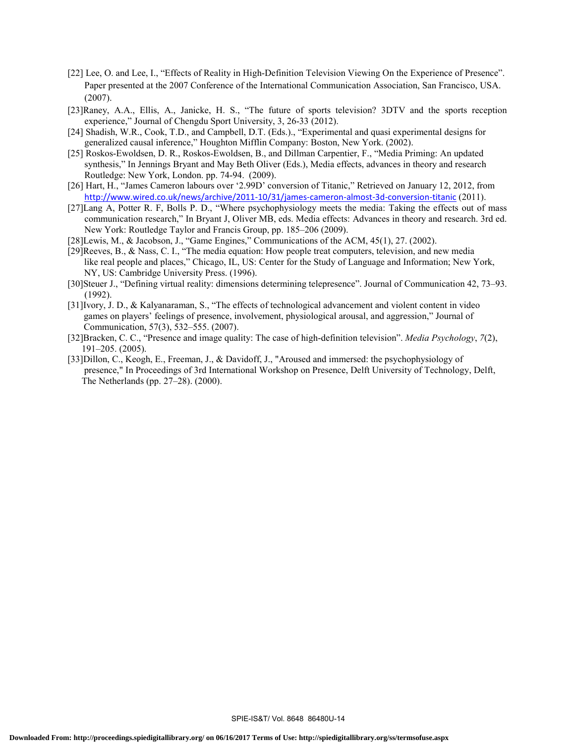[22] Lee, O. and Lee, I., "Effects of Reality in High-Definition Television Viewing On the Experience of Presence". Paper presented at the 2007 Conference of the International Communication Association, San Francisco, USA. (2007).

[23]Raney, A.A., Ellis, A., Janicke, H. S., "The future of sports television? 3DTV and the sports reception experience," Journal of Chengdu Sport University, 3, 26-33 (2012).

[24] Shadish, W.R., Cook, T.D., and Campbell, D.T. (Eds.)., "Experimental and quasi experimental designs for generalized causal inference," Houghton Mifflin Company: Boston, New York. (2002).

[25] Roskos-Ewoldsen, D. R., Roskos-Ewoldsen, B., and Dillman Carpentier, F., "Media Priming: An updated synthesis," In Jennings Bryant and May Beth Oliver (Eds.), Media effects, advances in theory and research Routledge: New York, London. pp. 74-94. (2009).

[26] Hart, H., "James Cameron labours over '2.99D' conversion of Titanic," Retrieved on January 12, 2012, from http://www.wired.co.uk/news/archive/2011-10/31/james-cameron-almost-3d-conversion-titanic (2011).

[27]Lang A, Potter R. F, Bolls P. D., "Where psychophysiology meets the media: Taking the effects out of mass communication research," In Bryant J, Oliver MB, eds. Media effects: Advances in theory and research. 3rd ed. New York: Routledge Taylor and Francis Group, pp. 185–206 (2009).

[28]Lewis, M., & Jacobson, J., "Game Engines," Communications of the ACM, 45(1), 27. (2002).

[29]Reeves, B., & Nass, C. I., "The media equation: How people treat computers, television, and new media like real people and places," Chicago, IL, US: Center for the Study of Language and Information; New York, NY, US: Cambridge University Press. (1996).

[30]Steuer J., "Defining virtual reality: dimensions determining telepresence". Journal of Communication 42, 73–93. (1992).

[31]Ivory, J. D., & Kalyanaraman, S., "The effects of technological advancement and violent content in video games on players' feelings of presence, involvement, physiological arousal, and aggression," Journal of Communication, 57(3), 532–555. (2007).

[32]Bracken, C. C., "Presence and image quality: The case of high-definition television". *Media Psychology*, *7*(2), 191–205. (2005).

[33]Dillon, C., Keogh, E., Freeman, J., & Davidoff, J., "Aroused and immersed: the psychophysiology of presence," In Proceedings of 3rd International Workshop on Presence, Delft University of Technology, Delft, The Netherlands (pp. 27–28). (2000).